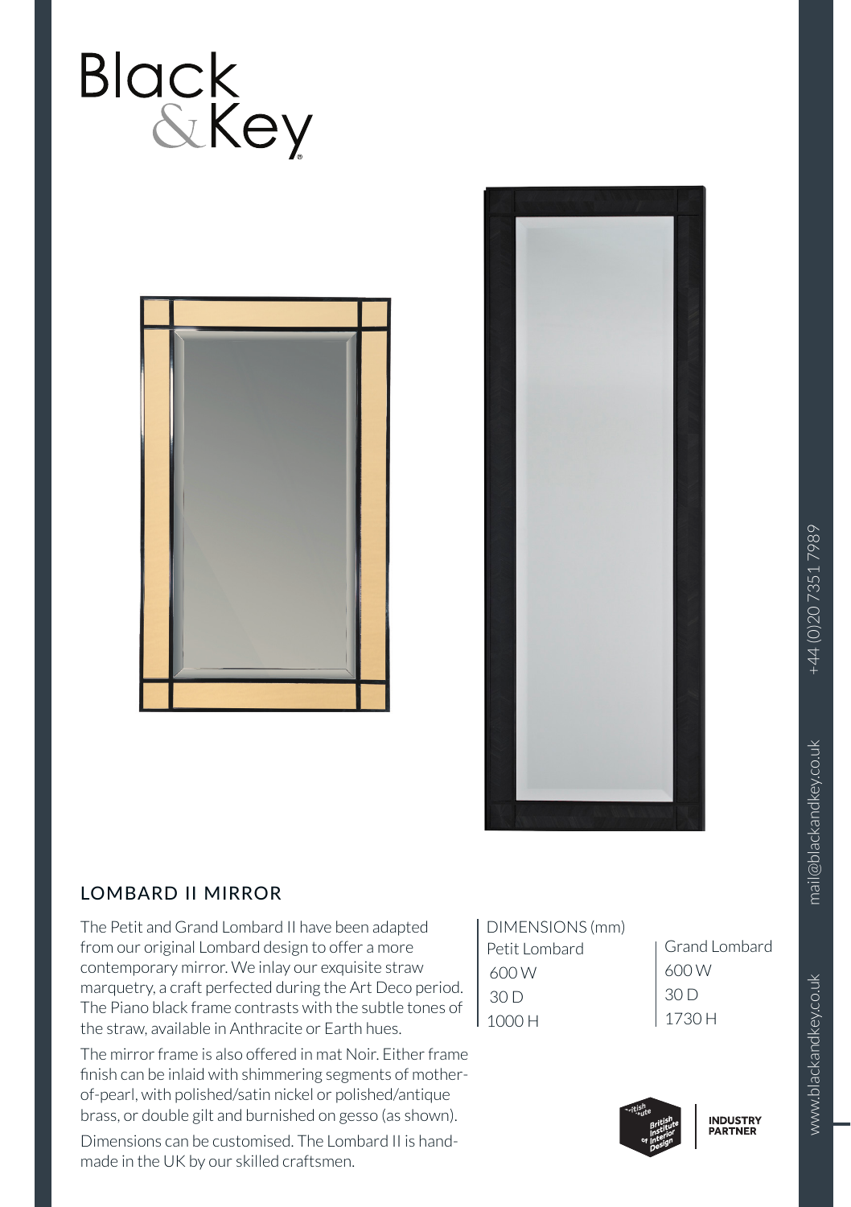Black &Key

## LOMBARD II MIRROR

The Petit and Grand Lombard II have been adapted from our original Lombard design to offer a more contemporary mirror. We inlay our exquisite straw marquetry, a craft perfected during the Art Deco period. The Piano black frame contrasts with the subtle tones of the straw, available in Anthracite or Earth hues.

The mirror frame is also offered in mat Noir. Either frame finish can be inlaid with shimmering segments of mother-of-pearl, with polished/satin nickel or polished/antique brass, or double gilt and burnished on gesso (as shown).

Dimensions can be customised. The Lombard II is hand-made in the UK by our skilled craftsmen.

DIMENSIONS (mm)

| Petit Lombard | Grand Lombard |
|---|---|
| 600 W | 600 W |
| 30 D | 30 D |
| 1000 H | 1730 H |

British Institute of Interior Design INDUSTRY PARTNER

+44 (0)20 7351 7989 mail@blackandkey.co.uk www.blackandkey.co.uk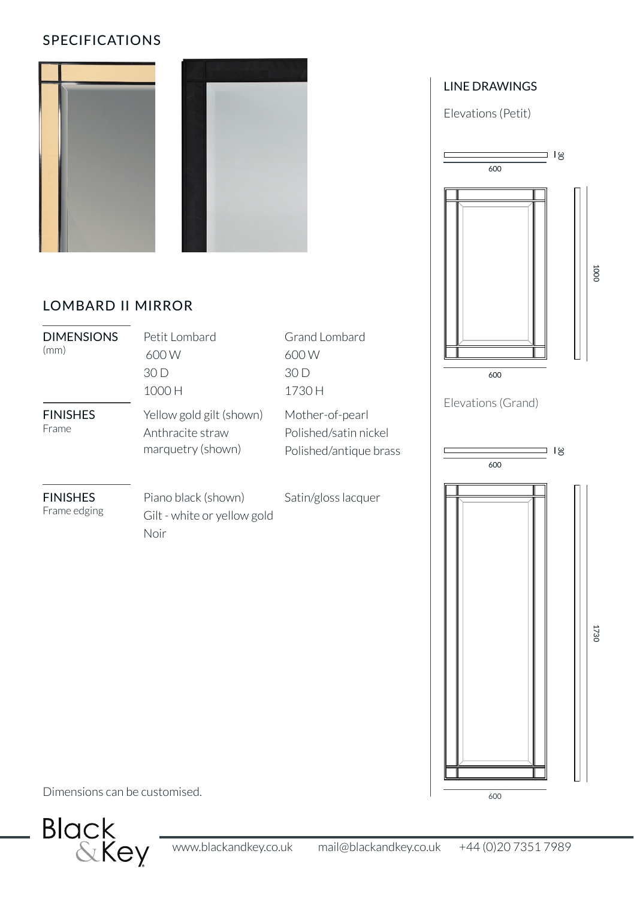## SPECIFICATIONS

## LOMBARD II MIRROR

| | | |
|---|---|---|
| **DIMENSIONS** (mm) | Petit Lombard<br>600 W<br>30 D<br>1000 H | Grand Lombard<br>600 W<br>30 D<br>1730 H |
| **FINISHES** Frame | Yellow gold gilt (shown)<br>Anthracite straw marquetry (shown) | Mother-of-pearl<br>Polished/satin nickel<br>Polished/antique brass |
| **FINISHES** Frame edging | Piano black (shown)<br>Gilt - white or yellow gold<br>Noir | Satin/gloss lacquer |

Dimensions can be customised.

## LINE DRAWINGS

Elevations (Petit)

30
600
1000
600

Elevations (Grand)

30
600
1730
600

www.blackandkey.co.uk mail@blackandkey.co.uk +44 (0)20 7351 7989